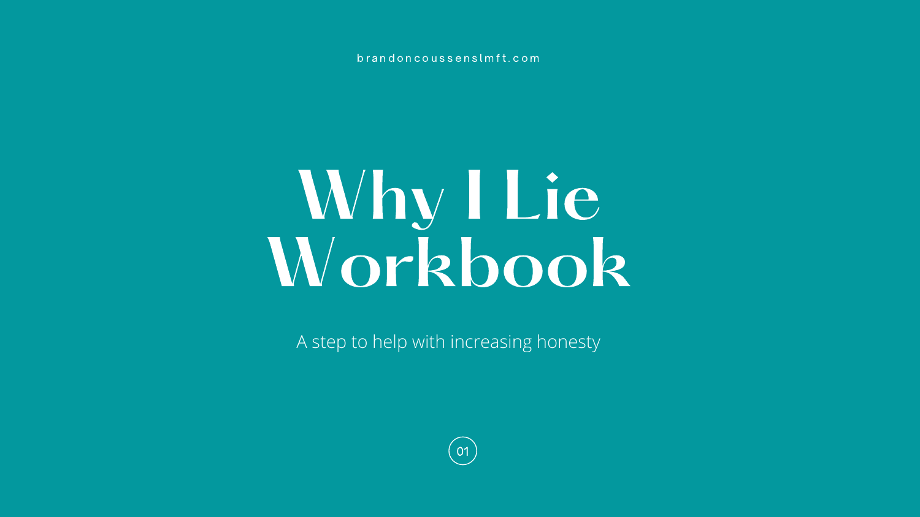brandoncoussenslmft.com

# Why I Lie Workbook

A step to help with increasing honesty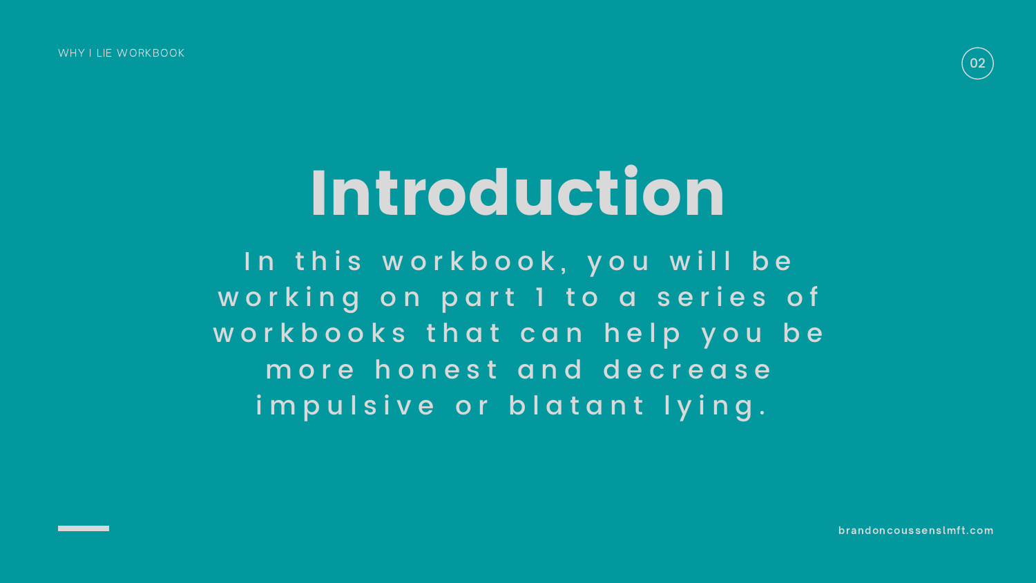# Introduction

In this workbook, you will be working on part 1 to a series of workbooks that can help you be more honest and decrease impulsive or blatant lying.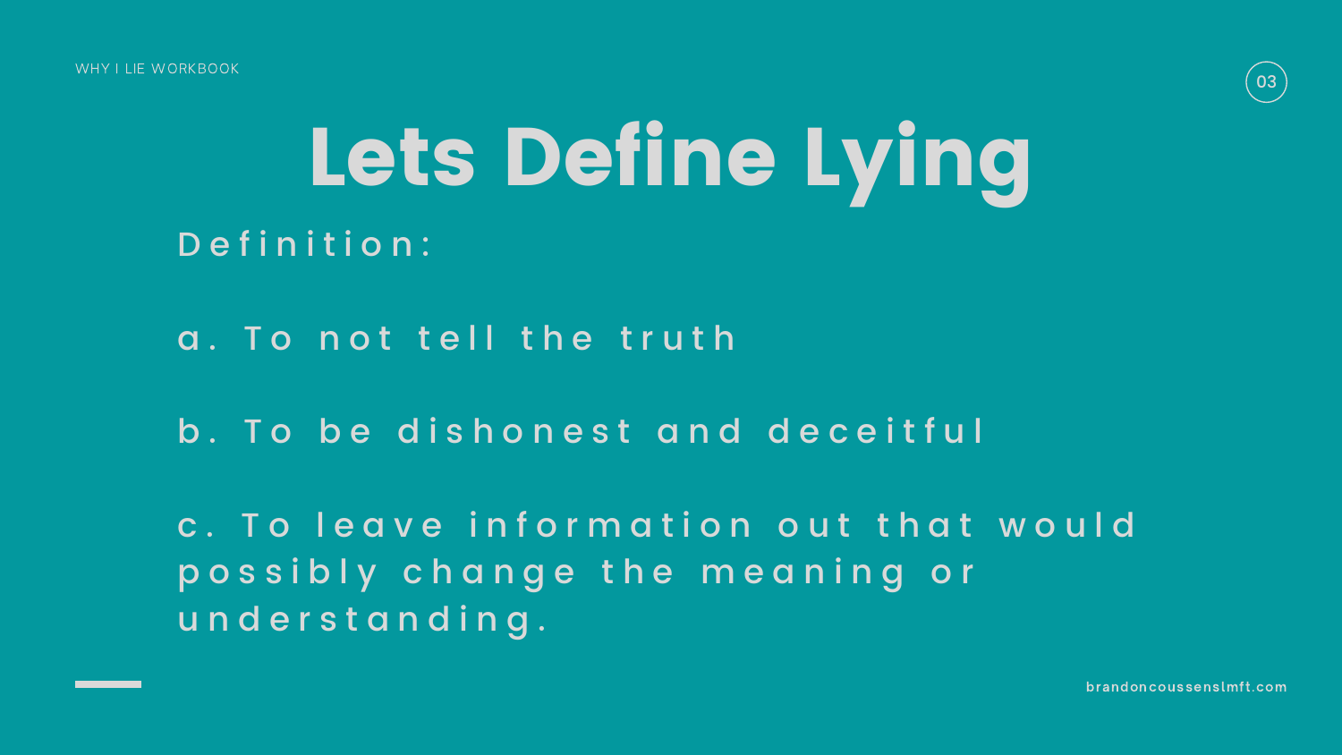# Lets Define Lying

Definition:

a. To not tell the truth

b. To be dishonest and deceitful

c. To leave information out that would possibly change the meaning or understanding.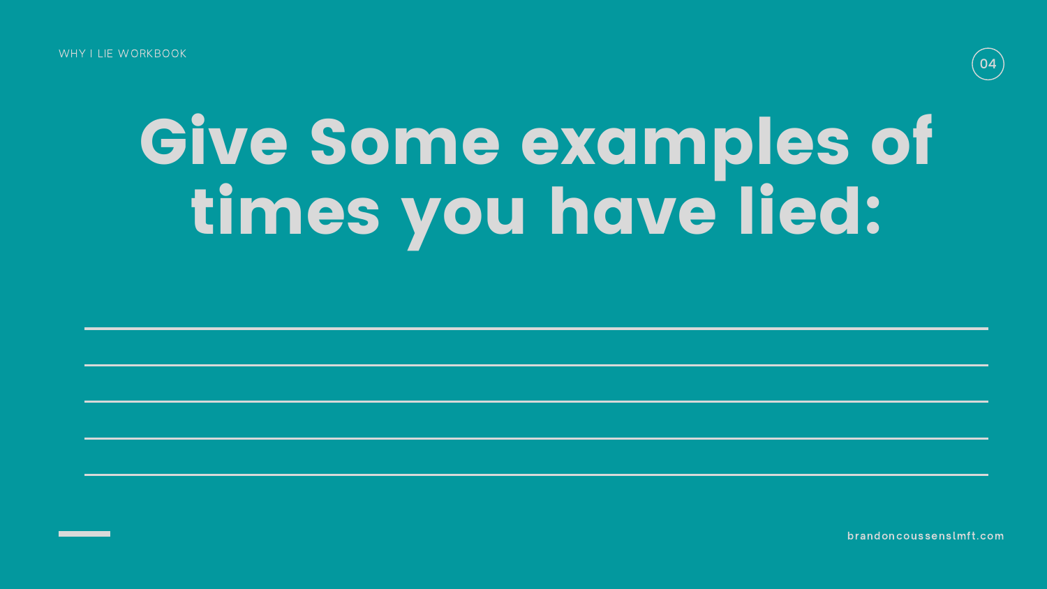# Give Some examples of times you have lied:

\_\_\_\_\_\_\_\_\_\_\_\_\_\_\_\_\_\_\_\_\_\_\_\_\_\_\_\_\_\_\_\_\_\_\_\_\_\_\_\_

\_\_\_\_\_\_\_\_\_\_\_\_\_\_\_\_\_\_\_\_\_\_\_\_\_\_\_\_\_\_\_\_\_\_\_\_\_\_\_\_

\_\_\_\_\_\_\_\_\_\_\_\_\_\_\_\_\_\_\_\_\_\_\_\_\_\_\_\_\_\_\_\_\_\_\_\_\_\_\_\_

\_\_\_\_\_\_\_\_\_\_\_\_\_\_\_\_\_\_\_\_\_\_\_\_\_\_\_\_\_\_\_\_\_\_\_\_\_\_\_\_

\_\_\_\_\_\_\_\_\_\_\_\_\_\_\_\_\_\_\_\_\_\_\_\_\_\_\_\_\_\_\_\_\_\_\_\_\_\_\_\_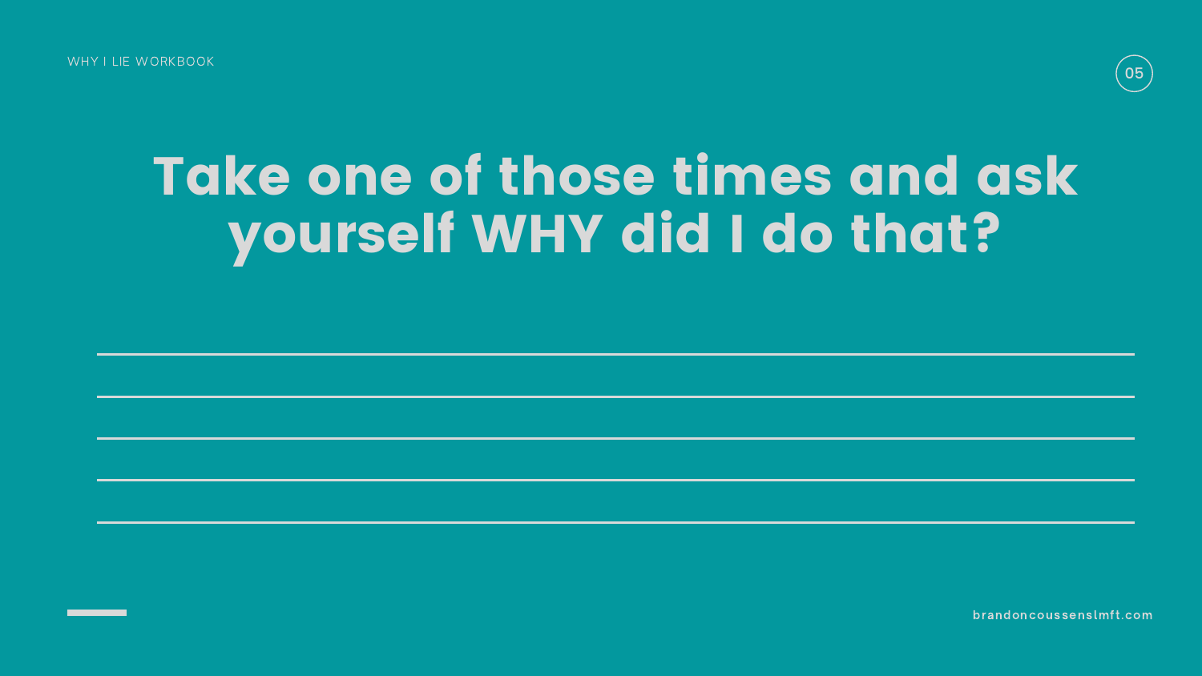# Take one of those times and ask yourself WHY did I do that?

\_\_\_\_\_\_\_\_\_\_\_\_\_\_\_\_\_\_\_\_\_\_\_\_\_\_\_\_\_\_\_\_\_\_\_\_\_\_\_\_

\_\_\_\_\_\_\_\_\_\_\_\_\_\_\_\_\_\_\_\_\_\_\_\_\_\_\_\_\_\_\_\_\_\_\_\_\_\_\_\_

\_\_\_\_\_\_\_\_\_\_\_\_\_\_\_\_\_\_\_\_\_\_\_\_\_\_\_\_\_\_\_\_\_\_\_\_\_\_\_\_

\_\_\_\_\_\_\_\_\_\_\_\_\_\_\_\_\_\_\_\_\_\_\_\_\_\_\_\_\_\_\_\_\_\_\_\_\_\_\_\_

\_\_\_\_\_\_\_\_\_\_\_\_\_\_\_\_\_\_\_\_\_\_\_\_\_\_\_\_\_\_\_\_\_\_\_\_\_\_\_\_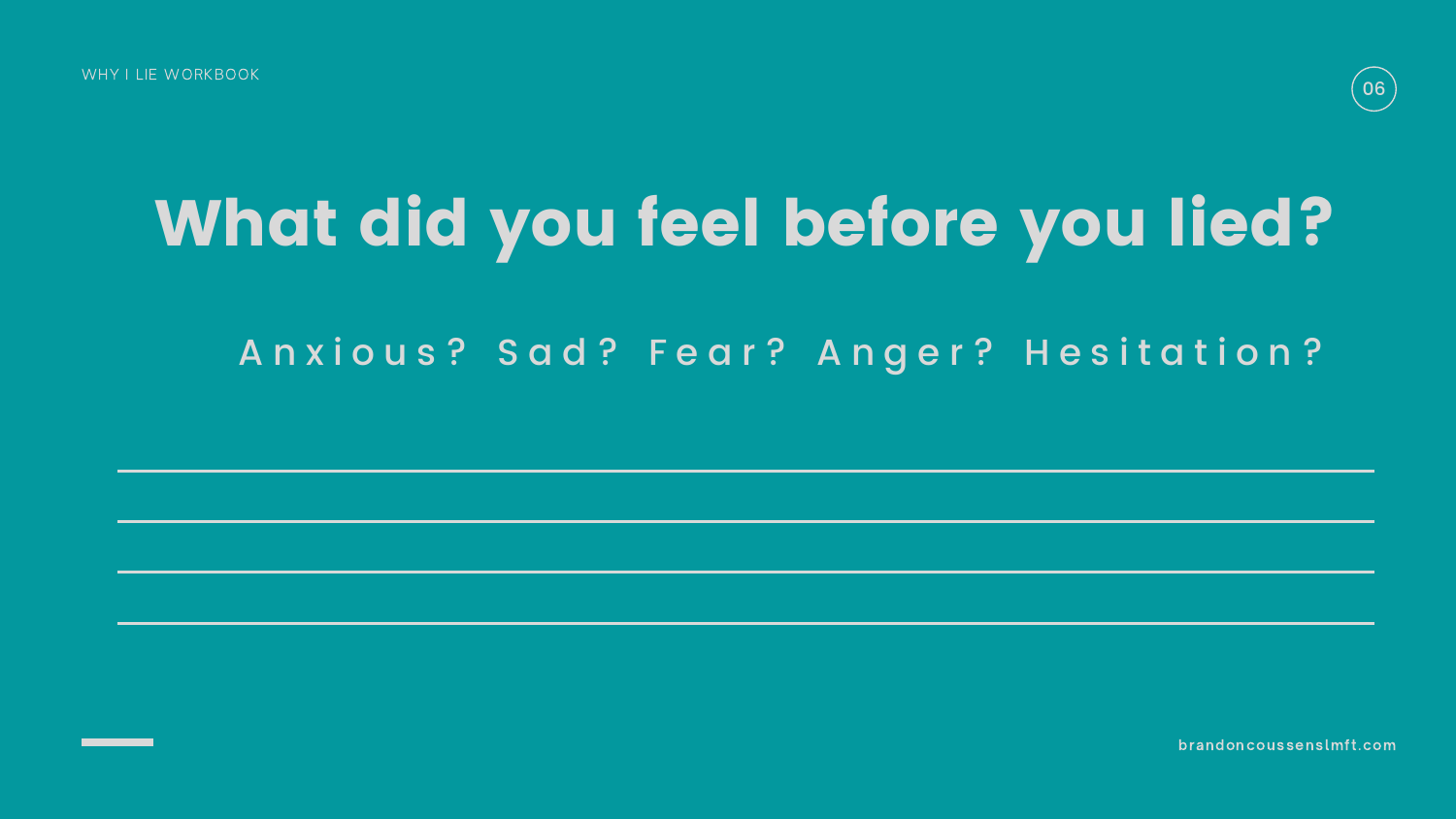# What did you feel before you lied?

Anxious? Sad? Fear? Anger? Hesitation?

\_\_\_\_\_\_\_\_\_\_\_\_\_\_\_\_\_\_\_\_\_\_\_\_\_\_\_\_\_\_\_\_\_\_\_\_\_\_\_\_\_\_\_\_\_\_\_\_\_\_\_\_\_\_\_\_\_\_\_\_

\_\_\_\_\_\_\_\_\_\_\_\_\_\_\_\_\_\_\_\_\_\_\_\_\_\_\_\_\_\_\_\_\_\_\_\_\_\_\_\_\_\_\_\_\_\_\_\_\_\_\_\_\_\_\_\_\_\_\_\_

\_\_\_\_\_\_\_\_\_\_\_\_\_\_\_\_\_\_\_\_\_\_\_\_\_\_\_\_\_\_\_\_\_\_\_\_\_\_\_\_\_\_\_\_\_\_\_\_\_\_\_\_\_\_\_\_\_\_\_\_

\_\_\_\_\_\_\_\_\_\_\_\_\_\_\_\_\_\_\_\_\_\_\_\_\_\_\_\_\_\_\_\_\_\_\_\_\_\_\_\_\_\_\_\_\_\_\_\_\_\_\_\_\_\_\_\_\_\_\_\_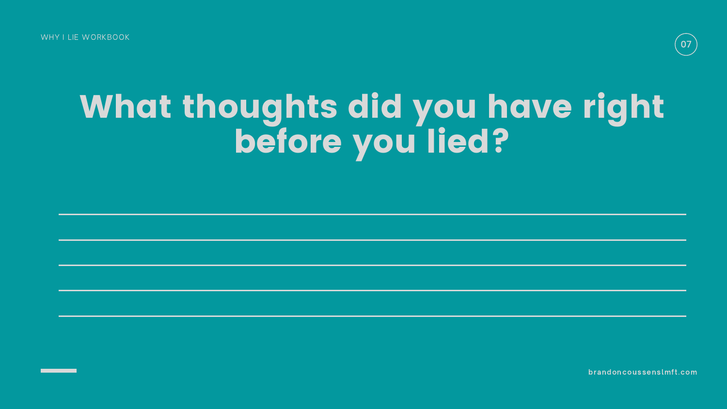# What thoughts did you have right before you lied?

___

___

___

___

___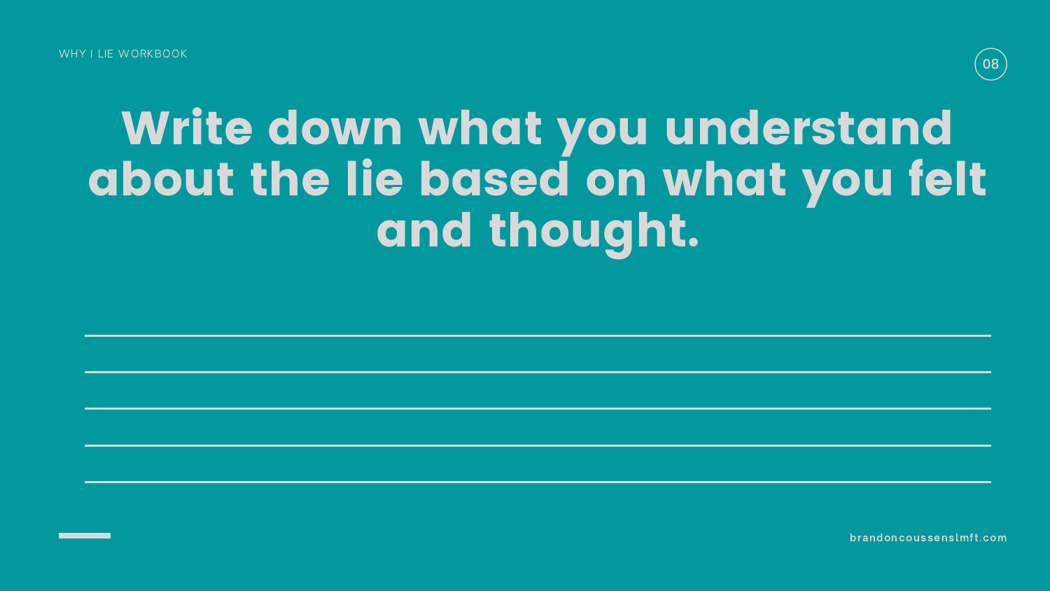# Write down what you understand about the lie based on what you felt and thought.

\_\_\_\_\_\_\_\_\_\_\_\_\_\_\_\_\_\_\_\_\_\_\_\_\_\_\_\_\_\_\_\_\_\_\_\_\_\_\_\_\_\_\_\_\_\_\_\_\_\_\_\_\_\_\_\_\_\_

\_\_\_\_\_\_\_\_\_\_\_\_\_\_\_\_\_\_\_\_\_\_\_\_\_\_\_\_\_\_\_\_\_\_\_\_\_\_\_\_\_\_\_\_\_\_\_\_\_\_\_\_\_\_\_\_\_\_

\_\_\_\_\_\_\_\_\_\_\_\_\_\_\_\_\_\_\_\_\_\_\_\_\_\_\_\_\_\_\_\_\_\_\_\_\_\_\_\_\_\_\_\_\_\_\_\_\_\_\_\_\_\_\_\_\_\_

\_\_\_\_\_\_\_\_\_\_\_\_\_\_\_\_\_\_\_\_\_\_\_\_\_\_\_\_\_\_\_\_\_\_\_\_\_\_\_\_\_\_\_\_\_\_\_\_\_\_\_\_\_\_\_\_\_\_

\_\_\_\_\_\_\_\_\_\_\_\_\_\_\_\_\_\_\_\_\_\_\_\_\_\_\_\_\_\_\_\_\_\_\_\_\_\_\_\_\_\_\_\_\_\_\_\_\_\_\_\_\_\_\_\_\_\_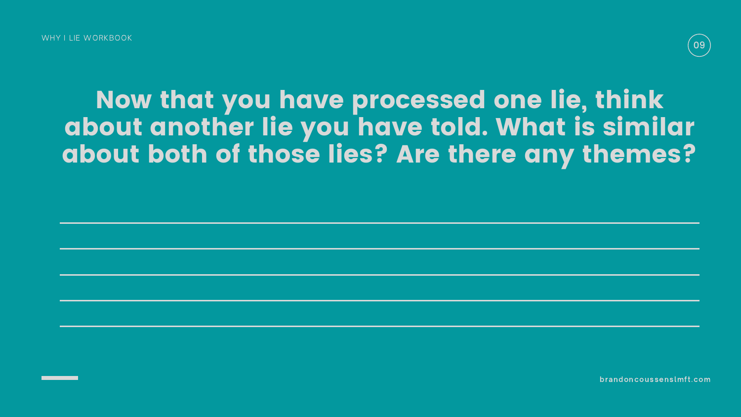# Now that you have processed one lie, think about another lie you have told. What is similar about both of those lies? Are there any themes?

\_\_\_\_\_\_\_\_\_\_\_\_\_\_\_\_\_\_\_\_\_\_\_\_\_\_\_\_\_\_\_\_\_\_\_\_\_\_\_\_\_\_\_\_\_\_\_\_\_\_\_\_\_\_\_\_\_\_\_\_

\_\_\_\_\_\_\_\_\_\_\_\_\_\_\_\_\_\_\_\_\_\_\_\_\_\_\_\_\_\_\_\_\_\_\_\_\_\_\_\_\_\_\_\_\_\_\_\_\_\_\_\_\_\_\_\_\_\_\_\_

\_\_\_\_\_\_\_\_\_\_\_\_\_\_\_\_\_\_\_\_\_\_\_\_\_\_\_\_\_\_\_\_\_\_\_\_\_\_\_\_\_\_\_\_\_\_\_\_\_\_\_\_\_\_\_\_\_\_\_\_

\_\_\_\_\_\_\_\_\_\_\_\_\_\_\_\_\_\_\_\_\_\_\_\_\_\_\_\_\_\_\_\_\_\_\_\_\_\_\_\_\_\_\_\_\_\_\_\_\_\_\_\_\_\_\_\_\_\_\_\_

\_\_\_\_\_\_\_\_\_\_\_\_\_\_\_\_\_\_\_\_\_\_\_\_\_\_\_\_\_\_\_\_\_\_\_\_\_\_\_\_\_\_\_\_\_\_\_\_\_\_\_\_\_\_\_\_\_\_\_\_

brandoncoussenslmft.com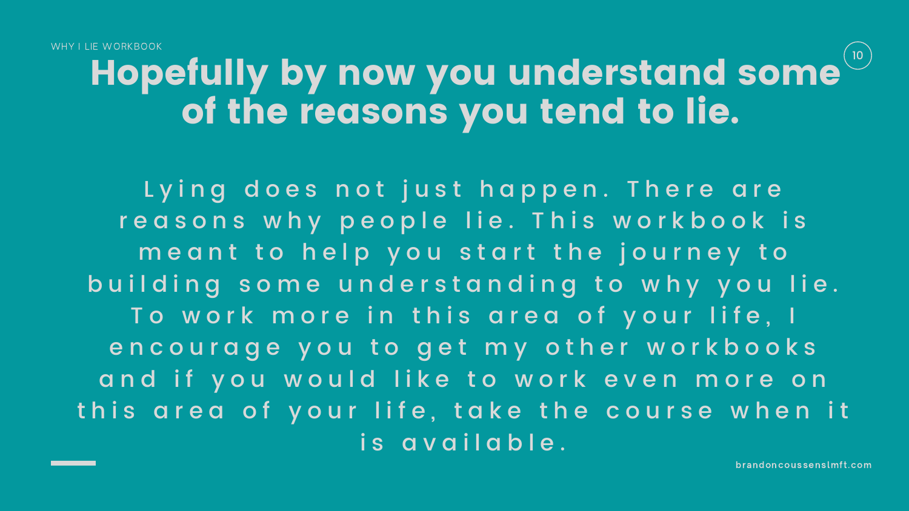# Hopefully by now you understand some of the reasons you tend to lie.

Lying does not just happen. There are reasons why people lie. This workbook is meant to help you start the journey to building some understanding to why you lie. To work more in this area of your life, I encourage you to get my other workbooks and if you would like to work even more on this area of your life, take the course when it is available.